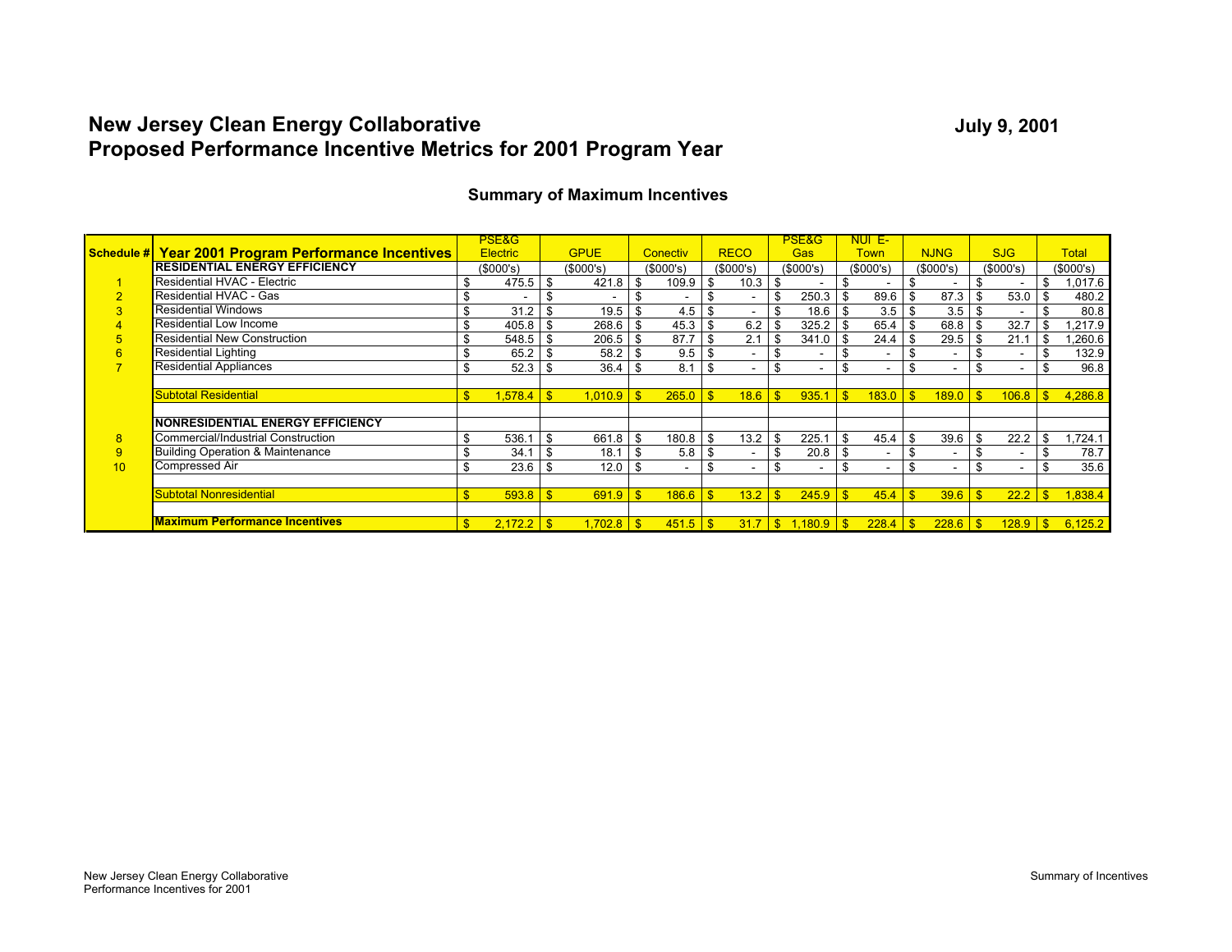# New Jersey Clean Energy Collaborative
# Proposed Performance Incentive Metrics for 2001 Program Year

July 9, 2001

## Summary of Maximum Incentives

| Schedule # | Year 2001 Program Performance Incentives | PSE&G Electric | GPUE | Conectiv | RECO | PSE&G Gas | NUI E-Town | NJNG | SJG | Total |
|---|---|---|---|---|---|---|---|---|---|---|
| | **RESIDENTIAL ENERGY EFFICIENCY** | ($000's) | ($000's) | ($000's) | ($000's) | ($000's) | ($000's) | ($000's) | ($000's) | ($000's) |
| 1 | Residential HVAC - Electric | $ 475.5 | $ 421.8 | $ 109.9 | $ 10.3 | $ - | $ - | $ - | $ - | $ 1,017.6 |
| 2 | Residential HVAC - Gas | $ - | $ - | $ - | $ - | $ 250.3 | $ 89.6 | $ 87.3 | $ 53.0 | $ 480.2 |
| 3 | Residential Windows | $ 31.2 | $ 19.5 | $ 4.5 | $ - | $ 18.6 | $ 3.5 | $ 3.5 | $ - | $ 80.8 |
| 4 | Residential Low Income | $ 405.8 | $ 268.6 | $ 45.3 | $ 6.2 | $ 325.2 | $ 65.4 | $ 68.8 | $ 32.7 | $ 1,217.9 |
| 5 | Residential New Construction | $ 548.5 | $ 206.5 | $ 87.7 | $ 2.1 | $ 341.0 | $ 24.4 | $ 29.5 | $ 21.1 | $ 1,260.6 |
| 6 | Residential Lighting | $ 65.2 | $ 58.2 | $ 9.5 | $ - | $ - | $ - | $ - | $ - | $ 132.9 |
| 7 | Residential Appliances | $ 52.3 | $ 36.4 | $ 8.1 | $ - | $ - | $ - | $ - | $ - | $ 96.8 |
| | Subtotal Residential | $ 1,578.4 | $ 1,010.9 | $ 265.0 | $ 18.6 | $ 935.1 | $ 183.0 | $ 189.0 | $ 106.8 | $ 4,286.8 |
| | **NONRESIDENTIAL ENERGY EFFICIENCY** | | | | | | | | | |
| 8 | Commercial/Industrial Construction | $ 536.1 | $ 661.8 | $ 180.8 | $ 13.2 | $ 225.1 | $ 45.4 | $ 39.6 | $ 22.2 | $ 1,724.1 |
| 9 | Building Operation & Maintenance | $ 34.1 | $ 18.1 | $ 5.8 | $ - | $ 20.8 | $ - | $ - | $ - | $ 78.7 |
| 10 | Compressed Air | $ 23.6 | $ 12.0 | $ - | $ - | $ - | $ - | $ - | $ - | $ 35.6 |
| | Subtotal Nonresidential | $ 593.8 | $ 691.9 | $ 186.6 | $ 13.2 | $ 245.9 | $ 45.4 | $ 39.6 | $ 22.2 | $ 1,838.4 |
| | **Maximum Performance Incentives** | $ 2,172.2 | $ 1,702.8 | $ 451.5 | $ 31.7 | $ 1,180.9 | $ 228.4 | $ 228.6 | $ 128.9 | $ 6,125.2 |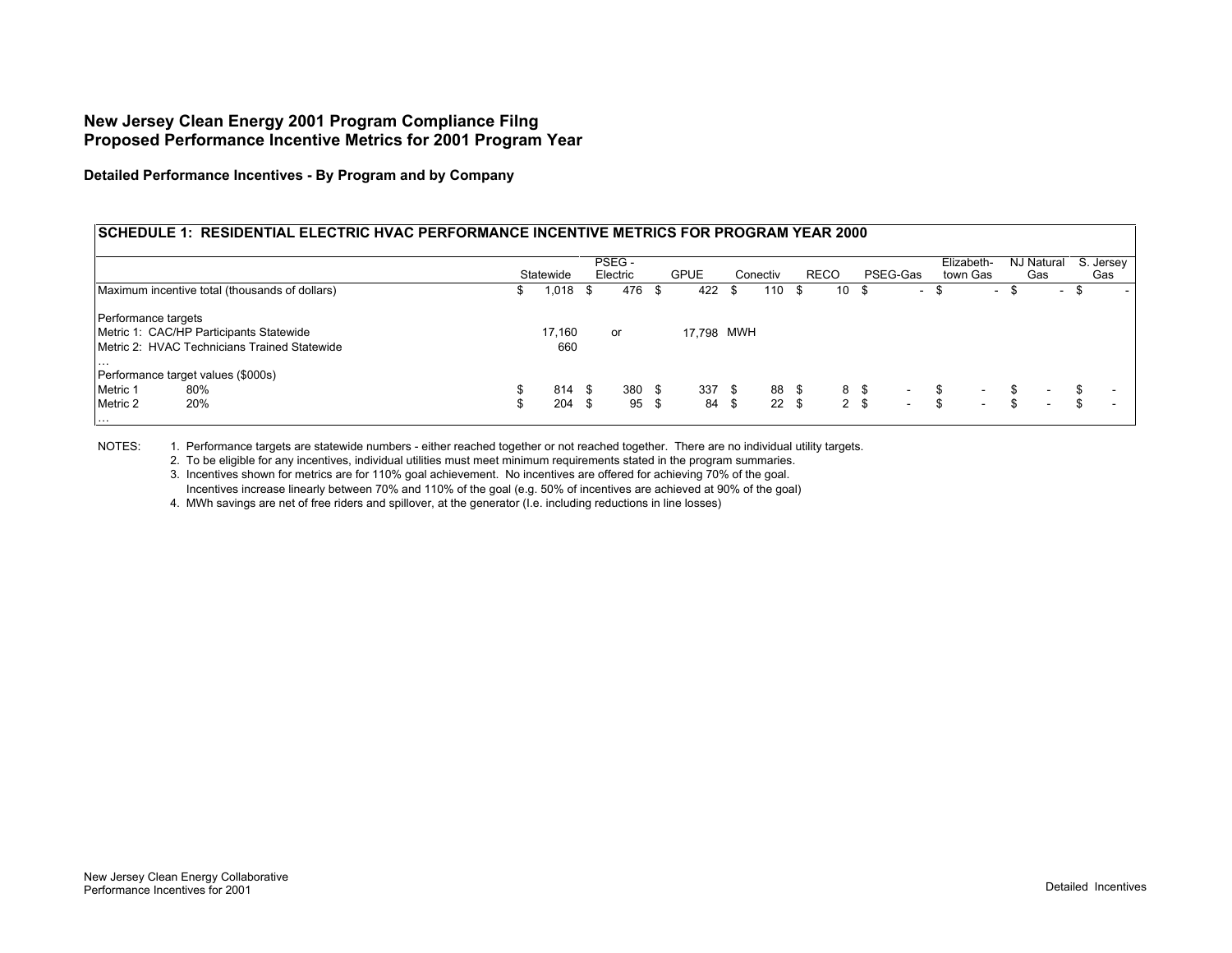# New Jersey Clean Energy 2001 Program Compliance Filng
# Proposed Performance Incentive Metrics for 2001 Program Year

### Detailed Performance Incentives - By Program and by Company

| SCHEDULE 1: RESIDENTIAL ELECTRIC HVAC PERFORMANCE INCENTIVE METRICS FOR PROGRAM YEAR 2000 | | | | | | | | | | | |
|---|---|---|---|---|---|---|---|---|---|---|---|
| | | Statewide | PSEG - Electric | GPUE | Conectiv | RECO | PSEG-Gas | Elizabeth-town Gas | NJ Natural Gas | S. Jersey Gas |
| Maximum incentive total (thousands of dollars) | | $ 1,018 | $ 476 | $ 422 | $ 110 | $ 10 | $ - | $ - | $ - | $ - |
| | | | | | | | | | | |
| Performance targets | | | | | | | | | | |
| Metric 1: CAC/HP Participants Statewide | | 17,160 | or | 17,798 MWH | | | | | | |
| Metric 2: HVAC Technicians Trained Statewide | | 660 | | | | | | | | |
| … | | | | | | | | | | |
| Performance target values ($000s) | | | | | | | | | | |
| Metric 1 | 80% | $ 814 | $ 380 | $ 337 | $ 88 | $ 8 | $ - | $ - | $ - | $ - |
| Metric 2 | 20% | $ 204 | $ 95 | $ 84 | $ 22 | $ 2 | $ - | $ - | $ - | $ - |
| … | | | | | | | | | | |

NOTES:

1. Performance targets are statewide numbers - either reached together or not reached together. There are no individual utility targets.
2. To be eligible for any incentives, individual utilities must meet minimum requirements stated in the program summaries.
3. Incentives shown for metrics are for 110% goal achievement. No incentives are offered for achieving 70% of the goal.
   Incentives increase linearly between 70% and 110% of the goal (e.g. 50% of incentives are achieved at 90% of the goal)
4. MWh savings are net of free riders and spillover, at the generator (I.e. including reductions in line losses)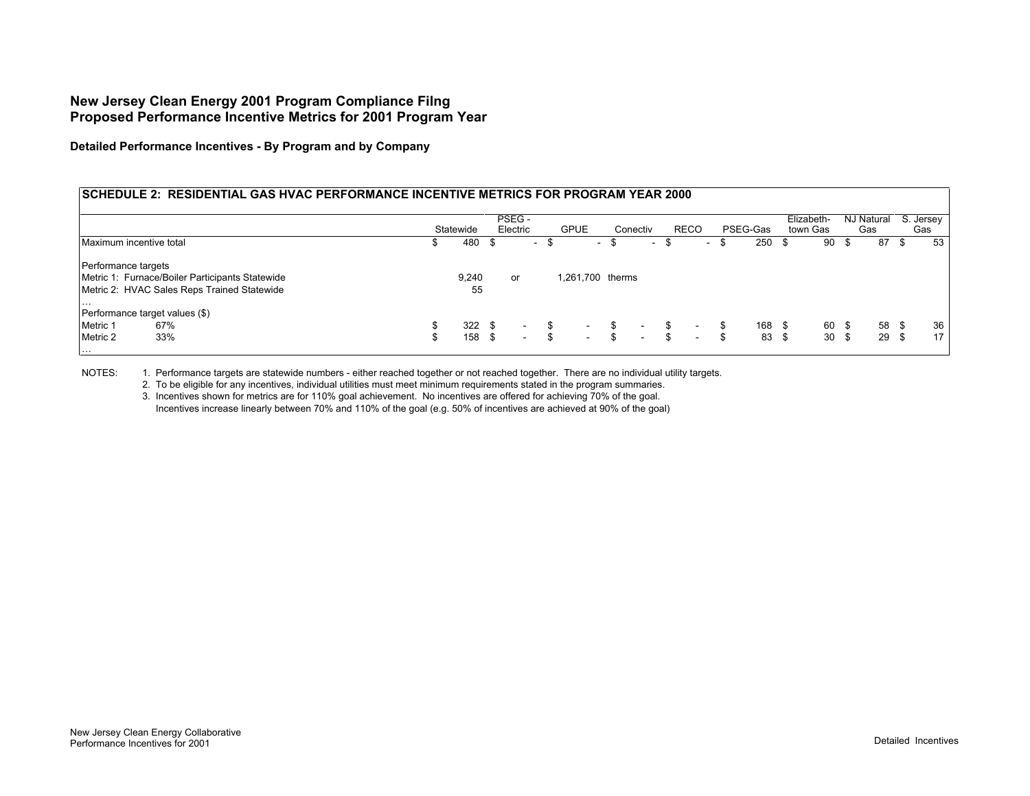**New Jersey Clean Energy 2001 Program Compliance Filng**
**Proposed Performance Incentive Metrics for 2001 Program Year**

**Detailed Performance Incentives - By Program and by Company**

| SCHEDULE 2: RESIDENTIAL GAS HVAC PERFORMANCE INCENTIVE METRICS FOR PROGRAM YEAR 2000 | | Statewide | PSEG - Electric | GPUE | Conectiv | RECO | PSEG-Gas | Elizabeth-town Gas | NJ Natural Gas | S. Jersey Gas |
|---|---|---|---|---|---|---|---|---|---|---|
| Maximum incentive total | | $ 480 | $ - | $ - | $ - | $ - | $ 250 | $ 90 | $ 87 | $ 53 |
| Performance targets | | | | | | | | | | |
| Metric 1: Furnace/Boiler Participants Statewide | | 9,240 | or | 1,261,700 | therms | | | | | |
| Metric 2: HVAC Sales Reps Trained Statewide | | 55 | | | | | | | | |
| … | | | | | | | | | | |
| Performance target values ($) | | | | | | | | | | |
| Metric 1 | 67% | $ 322 | $ - | $ - | $ - | $ - | $ 168 | $ 60 | $ 58 | $ 36 |
| Metric 2 | 33% | $ 158 | $ - | $ - | $ - | $ - | $ 83 | $ 30 | $ 29 | $ 17 |
| … | | | | | | | | | | |

NOTES:

1. Performance targets are statewide numbers - either reached together or not reached together. There are no individual utility targets.
2. To be eligible for any incentives, individual utilities must meet minimum requirements stated in the program summaries.
3. Incentives shown for metrics are for 110% goal achievement. No incentives are offered for achieving 70% of the goal.
   Incentives increase linearly between 70% and 110% of the goal (e.g. 50% of incentives are achieved at 90% of the goal)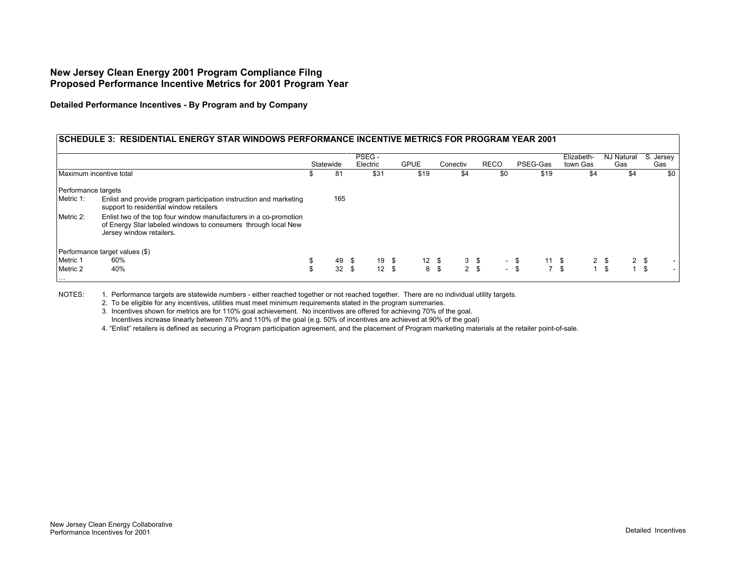# New Jersey Clean Energy 2001 Program Compliance Filng
# Proposed Performance Incentive Metrics for 2001 Program Year

### Detailed Performance Incentives - By Program and by Company

**SCHEDULE 3: RESIDENTIAL ENERGY STAR WINDOWS PERFORMANCE INCENTIVE METRICS FOR PROGRAM YEAR 2001**

| | | Statewide | PSEG - Electric | GPUE | Conectiv | RECO | PSEG-Gas | Elizabeth-town Gas | NJ Natural Gas | S. Jersey Gas |
|---|---|---|---|---|---|---|---|---|---|---|
| Maximum incentive total | | $ 81 | $31 | $19 | $4 | $0 | $19 | $4 | $4 | $0 |
| Performance targets | | | | | | | | | | |
| Metric 1: | Enlist and provide program participation instruction and marketing support to residential window retailers | 165 | | | | | | | | |
| Metric 2: | Enlist two of the top four window manufacturers in a co-promotion of Energy Star labeled windows to consumers through local New Jersey window retailers. | | | | | | | | | |
| Performance target values ($) | | | | | | | | | | |
| Metric 1 | 60% | $ 49 | $ 19 | $ 12 | $ 3 | $ - | $ 11 | $ 2 | $ 2 | $ - |
| Metric 2 | 40% | $ 32 | $ 12 | $ 8 | $ 2 | $ - | $ 7 | $ 1 | $ 1 | $ - |
| … | | | | | | | | | | |

NOTES:

1. Performance targets are statewide numbers - either reached together or not reached together. There are no individual utility targets.
2. To be eligible for any incentives, utilities must meet minimum requirements stated in the program summaries.
3. Incentives shown for metrics are for 110% goal achievement. No incentives are offered for achieving 70% of the goal. Incentives increase linearly between 70% and 110% of the goal (e.g. 50% of incentives are achieved at 90% of the goal)
4. "Enlist" retailers is defined as securing a Program participation agreement, and the placement of Program marketing materials at the retailer point-of-sale.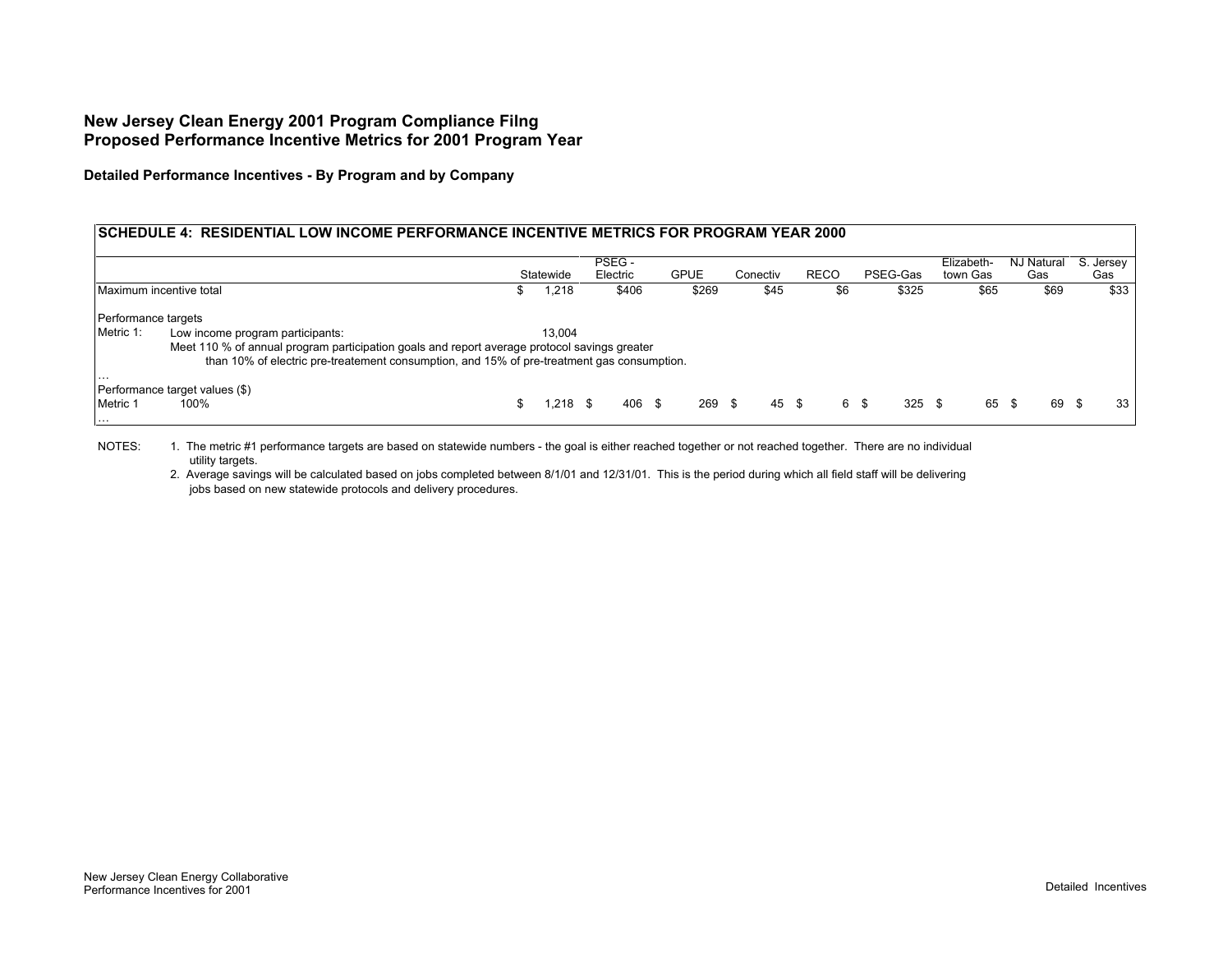# New Jersey Clean Energy 2001 Program Compliance Filng
# Proposed Performance Incentive Metrics for 2001 Program Year

### Detailed Performance Incentives - By Program and by Company

| SCHEDULE 4: RESIDENTIAL LOW INCOME PERFORMANCE INCENTIVE METRICS FOR PROGRAM YEAR 2000 | | Statewide | PSEG - Electric | GPUE | Conectiv | RECO | PSEG-Gas | Elizabeth-town Gas | NJ Natural Gas | S. Jersey Gas |
|---|---|---|---|---|---|---|---|---|---|---|
| Maximum incentive total | | $ 1,218 | $406 | $269 | $45 | $6 | $325 | $65 | $69 | $33 |
| Performance targets | | | | | | | | | | |
| Metric 1: | Low income program participants: | 13,004 | | | | | | | | |
| | Meet 110 % of annual program participation goals and report average protocol savings greater than 10% of electric pre-treatement consumption, and 15% of pre-treatment gas consumption. | | | | | | | | | |
| … | | | | | | | | | | |
| Performance target values ($) | | | | | | | | | | |
| Metric 1 | 100% | $ 1,218 | $ 406 | $ 269 | $ 45 | $ 6 | $ 325 | $ 65 | $ 69 | $ 33 |
| … | | | | | | | | | | |

NOTES:

1. The metric #1 performance targets are based on statewide numbers - the goal is either reached together or not reached together. There are no individual utility targets.
2. Average savings will be calculated based on jobs completed between 8/1/01 and 12/31/01. This is the period during which all field staff will be delivering jobs based on new statewide protocols and delivery procedures.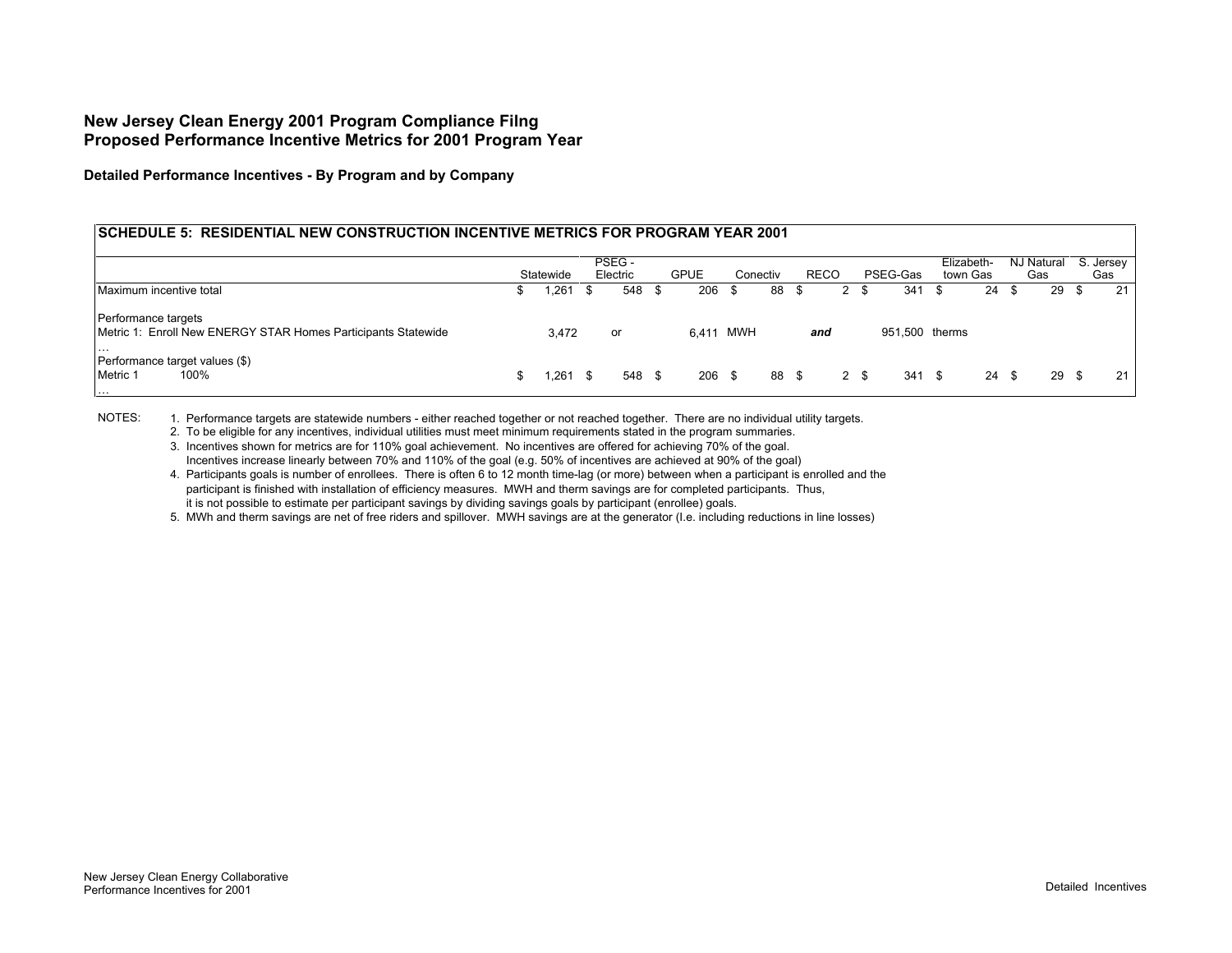## New Jersey Clean Energy 2001 Program Compliance Filng
## Proposed Performance Incentive Metrics for 2001 Program Year

### Detailed Performance Incentives - By Program and by Company

| SCHEDULE 5: RESIDENTIAL NEW CONSTRUCTION INCENTIVE METRICS FOR PROGRAM YEAR 2001 | | | | | | | | | |
|---|---|---|---|---|---|---|---|---|---|
| | Statewide | PSEG - Electric | GPUE | Conectiv | RECO | PSEG-Gas | Elizabeth-town Gas | NJ Natural Gas | S. Jersey Gas |
| Maximum incentive total | $ 1,261 | $ 548 | $ 206 | $ 88 | $ 2 | $ 341 | $ 24 | $ 29 | $ 21 |
| Performance targets | | | | | | | | | |
| Metric 1: Enroll New ENERGY STAR Homes Participants Statewide | 3,472 | or | 6,411 | MWH | ***and*** | 951,500 | therms | | |
| … | | | | | | | | | |
| Performance target values ($) | | | | | | | | | |
| Metric 1 100% | $ 1,261 | $ 548 | $ 206 | $ 88 | $ 2 | $ 341 | $ 24 | $ 29 | $ 21 |
| … | | | | | | | | | |

NOTES:

1. Performance targets are statewide numbers - either reached together or not reached together. There are no individual utility targets.
2. To be eligible for any incentives, individual utilities must meet minimum requirements stated in the program summaries.
3. Incentives shown for metrics are for 110% goal achievement. No incentives are offered for achieving 70% of the goal.
   Incentives increase linearly between 70% and 110% of the goal (e.g. 50% of incentives are achieved at 90% of the goal)
4. Participants goals is number of enrollees. There is often 6 to 12 month time-lag (or more) between when a participant is enrolled and the participant is finished with installation of efficiency measures. MWH and therm savings are for completed participants. Thus, it is not possible to estimate per participant savings by dividing savings goals by participant (enrollee) goals.
5. MWh and therm savings are net of free riders and spillover. MWH savings are at the generator (I.e. including reductions in line losses)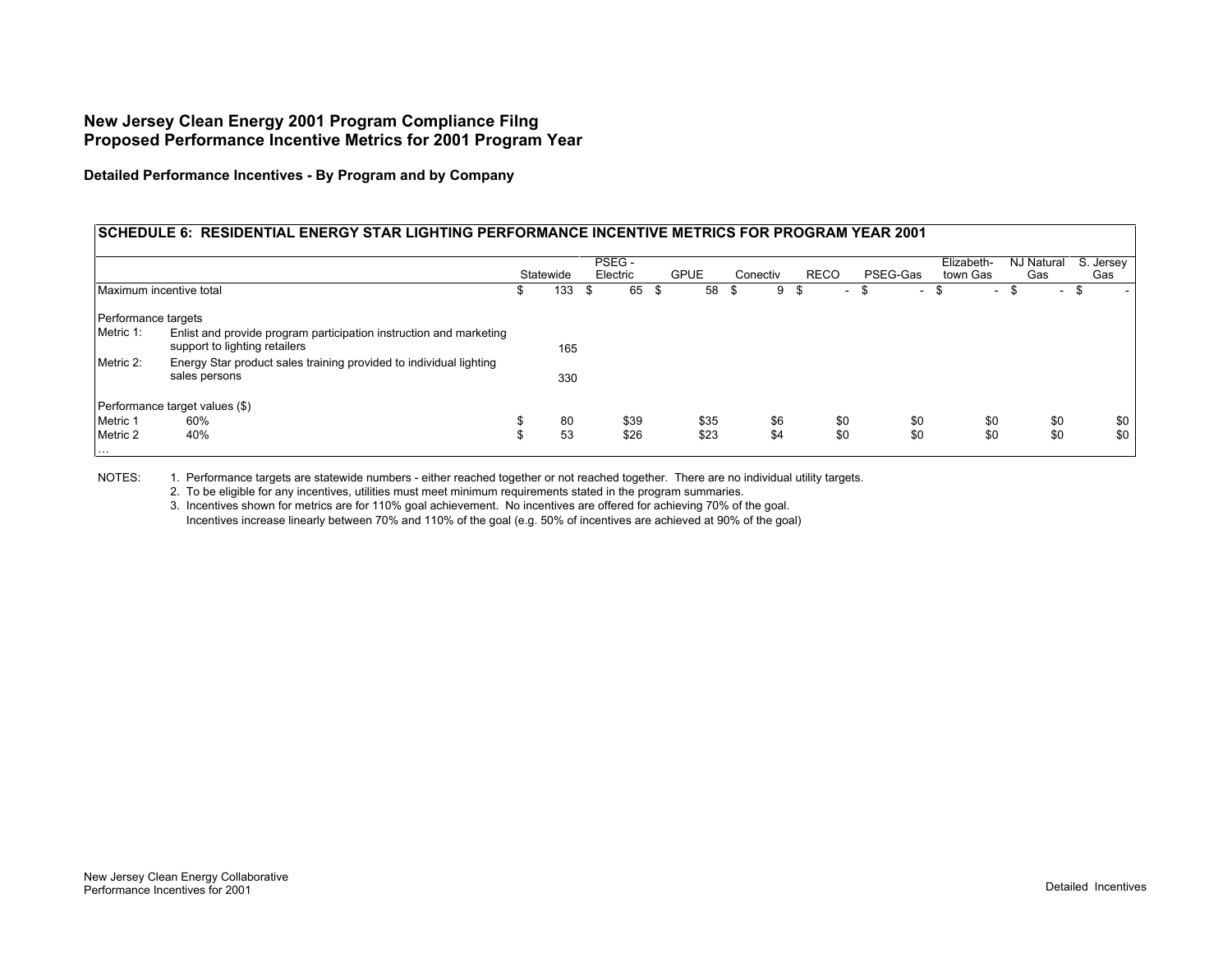# New Jersey Clean Energy 2001 Program Compliance Filng
# Proposed Performance Incentive Metrics for 2001 Program Year

### Detailed Performance Incentives - By Program and by Company

| SCHEDULE 6: RESIDENTIAL ENERGY STAR LIGHTING PERFORMANCE INCENTIVE METRICS FOR PROGRAM YEAR 2001 | | Statewide | PSEG - Electric | GPUE | Conectiv | RECO | PSEG-Gas | Elizabeth-town Gas | NJ Natural Gas | S. Jersey Gas |
|---|---|---|---|---|---|---|---|---|---|---|
| Maximum incentive total | | $ 133 | $ 65 | $ 58 | $ 9 | $ - | $ - | $ - | $ - | $ - |
| Performance targets | | | | | | | | | | |
| Metric 1: | Enlist and provide program participation instruction and marketing support to lighting retailers | 165 | | | | | | | | |
| Metric 2: | Energy Star product sales training provided to individual lighting sales persons | 330 | | | | | | | | |
| Performance target values ($) | | | | | | | | | | |
| Metric 1 | 60% | $ 80 | $39 | $35 | $6 | $0 | $0 | $0 | $0 | $0 |
| Metric 2 | 40% | $ 53 | $26 | $23 | $4 | $0 | $0 | $0 | $0 | $0 |
| … | | | | | | | | | | |

NOTES:
1. Performance targets are statewide numbers - either reached together or not reached together. There are no individual utility targets.
2. To be eligible for any incentives, utilities must meet minimum requirements stated in the program summaries.
3. Incentives shown for metrics are for 110% goal achievement. No incentives are offered for achieving 70% of the goal. Incentives increase linearly between 70% and 110% of the goal (e.g. 50% of incentives are achieved at 90% of the goal)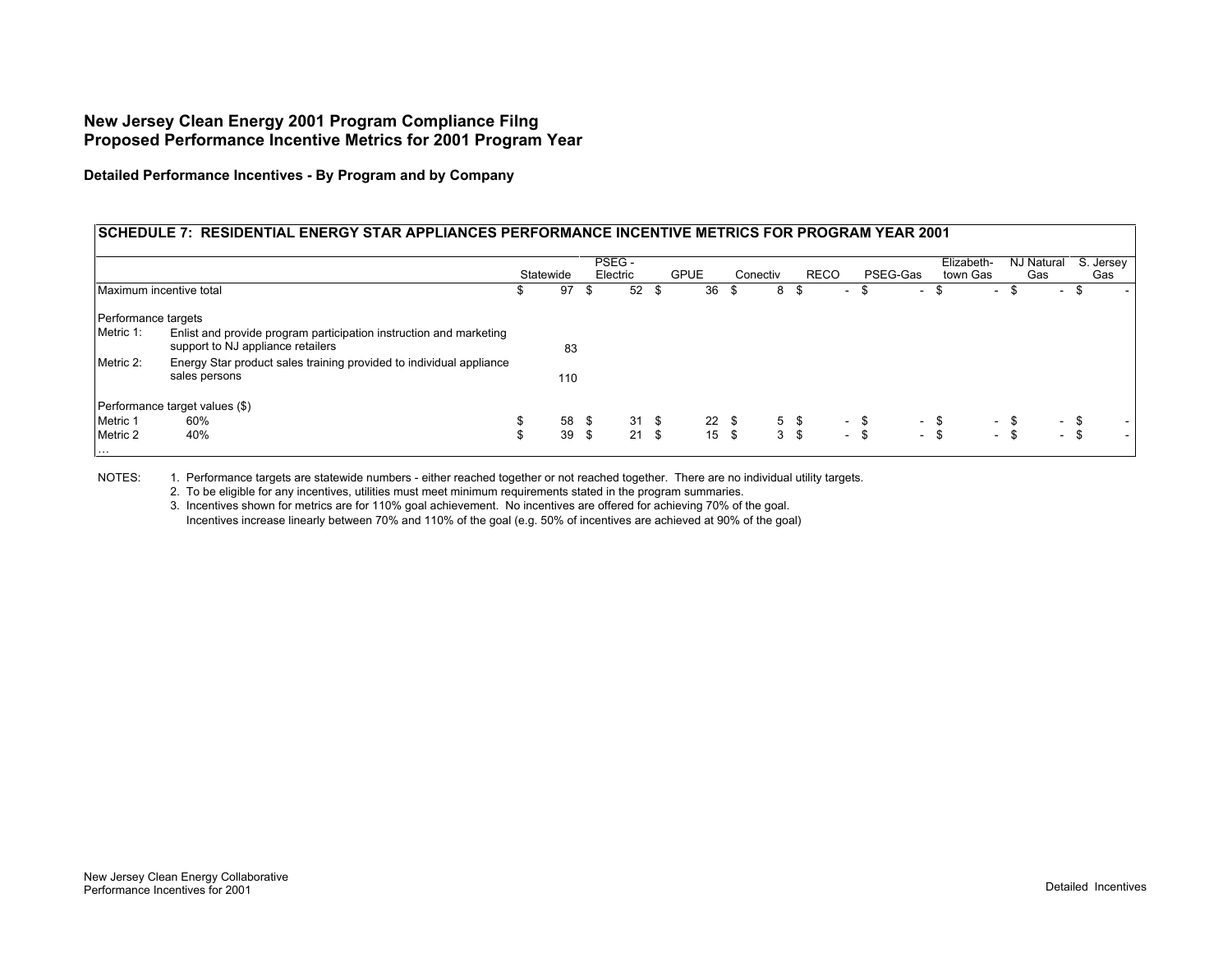# New Jersey Clean Energy 2001 Program Compliance Filng
# Proposed Performance Incentive Metrics for 2001 Program Year

### Detailed Performance Incentives - By Program and by Company

**SCHEDULE 7: RESIDENTIAL ENERGY STAR APPLIANCES PERFORMANCE INCENTIVE METRICS FOR PROGRAM YEAR 2001**

| | | Statewide | PSEG - Electric | GPUE | Conectiv | RECO | PSEG-Gas | Elizabeth-town Gas | NJ Natural Gas | S. Jersey Gas |
|---|---|---|---|---|---|---|---|---|---|---|
| Maximum incentive total | | $ 97 | $ 52 | $ 36 | $ 8 | $ - | $ - | $ - | $ - | $ - |
| Performance targets | | | | | | | | | | |
| Metric 1: | Enlist and provide program participation instruction and marketing support to NJ appliance retailers | 83 | | | | | | | | |
| Metric 2: | Energy Star product sales training provided to individual appliance sales persons | 110 | | | | | | | | |
| Performance target values ($) | | | | | | | | | | |
| Metric 1 | 60% | $ 58 | $ 31 | $ 22 | $ 5 | $ - | $ - | $ - | $ - | $ - |
| Metric 2 | 40% | $ 39 | $ 21 | $ 15 | $ 3 | $ - | $ - | $ - | $ - | $ - |
| … | | | | | | | | | | |

NOTES:

1. Performance targets are statewide numbers - either reached together or not reached together. There are no individual utility targets.
2. To be eligible for any incentives, utilities must meet minimum requirements stated in the program summaries.
3. Incentives shown for metrics are for 110% goal achievement. No incentives are offered for achieving 70% of the goal. Incentives increase linearly between 70% and 110% of the goal (e.g. 50% of incentives are achieved at 90% of the goal)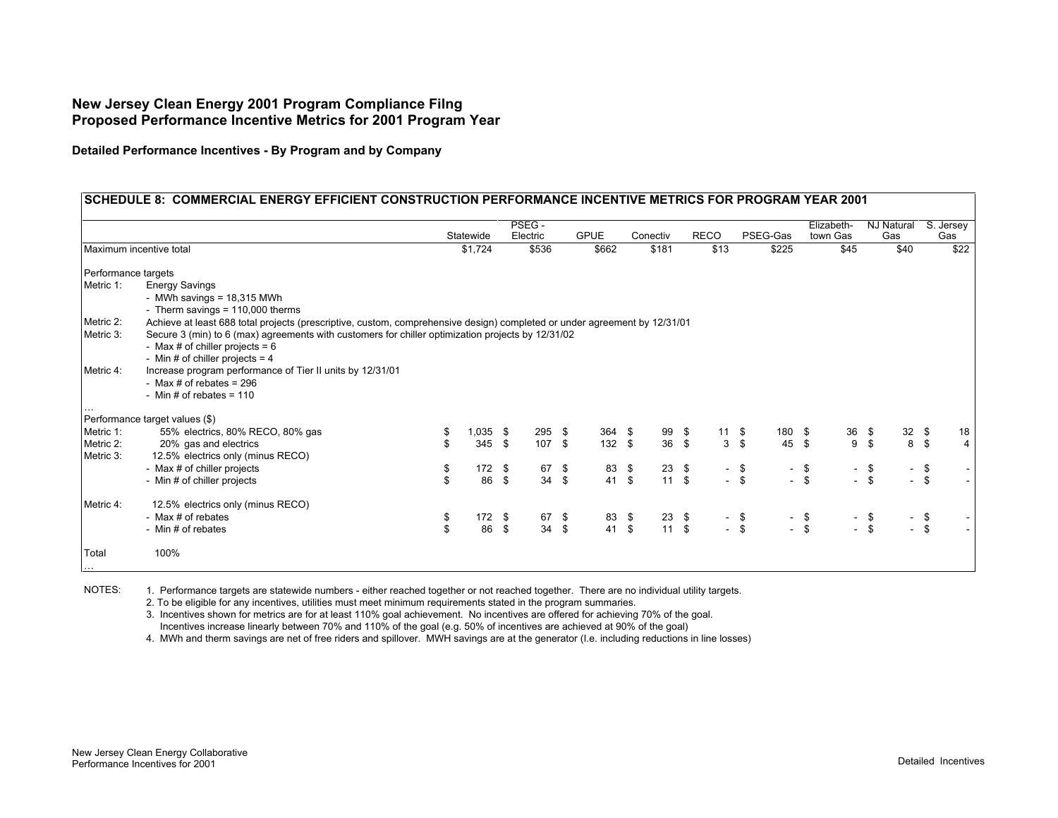**New Jersey Clean Energy 2001 Program Compliance Filng**
**Proposed Performance Incentive Metrics for 2001 Program Year**

**Detailed Performance Incentives - By Program and by Company**

| SCHEDULE 8: COMMERCIAL ENERGY EFFICIENT CONSTRUCTION PERFORMANCE INCENTIVE METRICS FOR PROGRAM YEAR 2001 | | Statewide | PSEG - Electric | GPUE | Conectiv | RECO | PSEG-Gas | Elizabeth-town Gas | NJ Natural Gas | S. Jersey Gas |
|---|---|---|---|---|---|---|---|---|---|---|
| Maximum incentive total | | $1,724 | $536 | $662 | $181 | $13 | $225 | $45 | $40 | $22 |
| Performance targets | | | | | | | | | | |
| Metric 1: | Energy Savings | | | | | | | | | |
| | - MWh savings = 18,315 MWh | | | | | | | | | |
| | - Therm savings = 110,000 therms | | | | | | | | | |
| Metric 2: | Achieve at least 688 total projects (prescriptive, custom, comprehensive design) completed or under agreement by 12/31/01 | | | | | | | | | |
| Metric 3: | Secure 3 (min) to 6 (max) agreements with customers for chiller optimization projects by 12/31/02 | | | | | | | | | |
| | - Max # of chiller projects = 6 | | | | | | | | | |
| | - Min # of chiller projects = 4 | | | | | | | | | |
| Metric 4: | Increase program performance of Tier II units by 12/31/01 | | | | | | | | | |
| | - Max # of rebates = 296 | | | | | | | | | |
| | - Min # of rebates = 110 | | | | | | | | | |
| … | | | | | | | | | | |
| Performance target values ($) | | | | | | | | | | |
| Metric 1: | 55% electrics, 80% RECO, 80% gas | $ 1,035 | $ 295 | $ 364 | $ 99 | $ 11 | $ 180 | $ 36 | $ 32 | $ 18 |
| Metric 2: | 20% gas and electrics | $ 345 | $ 107 | $ 132 | $ 36 | $ 3 | $ 45 | $ 9 | $ 8 | $ 4 |
| Metric 3: | 12.5% electrics only (minus RECO) | | | | | | | | | |
| | - Max # of chiller projects | $ 172 | $ 67 | $ 83 | $ 23 | $ - | $ - | $ - | $ - | $ - |
| | - Min # of chiller projects | $ 86 | $ 34 | $ 41 | $ 11 | $ - | $ - | $ - | $ - | $ - |
| Metric 4: | 12.5% electrics only (minus RECO) | | | | | | | | | |
| | - Max # of rebates | $ 172 | $ 67 | $ 83 | $ 23 | $ - | $ - | $ - | $ - | $ - |
| | - Min # of rebates | $ 86 | $ 34 | $ 41 | $ 11 | $ - | $ - | $ - | $ - | $ - |
| Total | 100% | | | | | | | | | |
| … | | | | | | | | | | |

NOTES:
1. Performance targets are statewide numbers - either reached together or not reached together. There are no individual utility targets.
2. To be eligible for any incentives, utilities must meet minimum requirements stated in the program summaries.
3. Incentives shown for metrics are for at least 110% goal achievement. No incentives are offered for achieving 70% of the goal. Incentives increase linearly between 70% and 110% of the goal (e.g. 50% of incentives are achieved at 90% of the goal)
4. MWh and therm savings are net of free riders and spillover. MWH savings are at the generator (I.e. including reductions in line losses)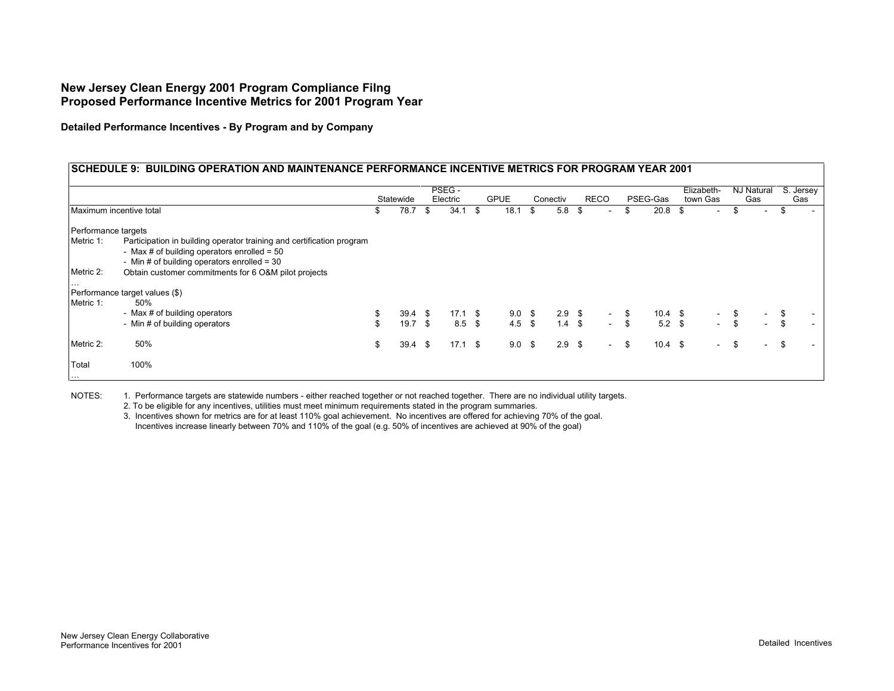**New Jersey Clean Energy 2001 Program Compliance Filng**
**Proposed Performance Incentive Metrics for 2001 Program Year**

**Detailed Performance Incentives - By Program and by Company**

**SCHEDULE 9: BUILDING OPERATION AND MAINTENANCE PERFORMANCE INCENTIVE METRICS FOR PROGRAM YEAR 2001**

| | | Statewide | PSEG - Electric | GPUE | Conectiv | RECO | PSEG-Gas | Elizabeth-town Gas | NJ Natural Gas | S. Jersey Gas |
|---|---|---|---|---|---|---|---|---|---|---|
| Maximum incentive total | | $ 78.7 | $ 34.1 | $ 18.1 | $ 5.8 | $ - | $ 20.8 | $ - | $ - | $ - |
| Performance targets | | | | | | | | | | |
| Metric 1: | Participation in building operator training and certification program | | | | | | | | | |
| | - Max # of building operators enrolled = 50 | | | | | | | | | |
| | - Min # of building operators enrolled = 30 | | | | | | | | | |
| Metric 2: | Obtain customer commitments for 6 O&M pilot projects | | | | | | | | | |
| … | | | | | | | | | | |
| Performance target values ($) | | | | | | | | | | |
| Metric 1: | 50% | | | | | | | | | |
| | - Max # of building operators | $ 39.4 | $ 17.1 | $ 9.0 | $ 2.9 | $ - | $ 10.4 | $ - | $ - | $ - |
| | - Min # of building operators | $ 19.7 | $ 8.5 | $ 4.5 | $ 1.4 | $ - | $ 5.2 | $ - | $ - | $ - |
| Metric 2: | 50% | $ 39.4 | $ 17.1 | $ 9.0 | $ 2.9 | $ - | $ 10.4 | $ - | $ - | $ - |
| Total | 100% | | | | | | | | | |
| … | | | | | | | | | | |

NOTES:
1. Performance targets are statewide numbers - either reached together or not reached together. There are no individual utility targets.
2. To be eligible for any incentives, utilities must meet minimum requirements stated in the program summaries.
3. Incentives shown for metrics are for at least 110% goal achievement. No incentives are offered for achieving 70% of the goal. Incentives increase linearly between 70% and 110% of the goal (e.g. 50% of incentives are achieved at 90% of the goal)

New Jersey Clean Energy Collaborative
Performance Incentives for 2001

Detailed Incentives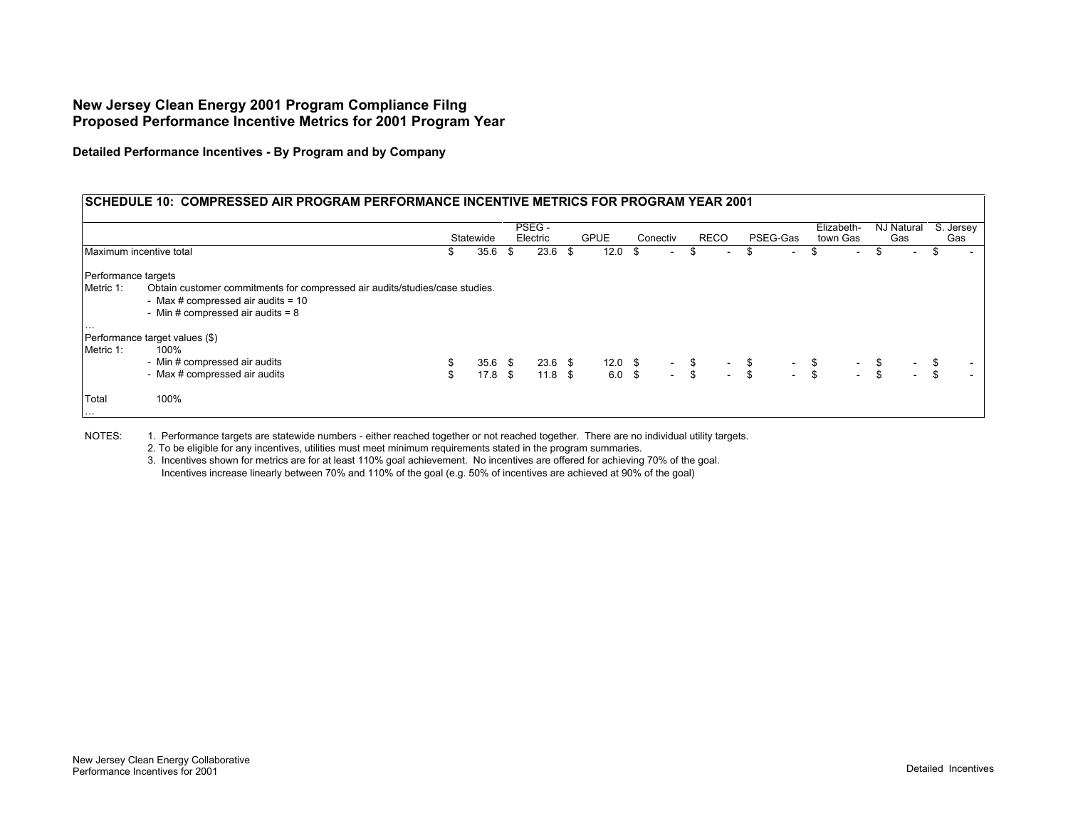# New Jersey Clean Energy 2001 Program Compliance Filng
# Proposed Performance Incentive Metrics for 2001 Program Year

### Detailed Performance Incentives - By Program and by Company

**SCHEDULE 10: COMPRESSED AIR PROGRAM PERFORMANCE INCENTIVE METRICS FOR PROGRAM YEAR 2001**

| | | Statewide | PSEG - Electric | GPUE | Conectiv | RECO | PSEG-Gas | Elizabeth-town Gas | NJ Natural Gas | S. Jersey Gas |
|---|---|---|---|---|---|---|---|---|---|---|
| Maximum incentive total | | $ 35.6 | $ 23.6 | $ 12.0 | $ - | $ - | $ - | $ - | $ - | $ - |
| Performance targets | | | | | | | | | | |
| Metric 1: | Obtain customer commitments for compressed air audits/studies/case studies. | | | | | | | | | |
| | - Max # compressed air audits = 10 | | | | | | | | | |
| | - Min # compressed air audits = 8 | | | | | | | | | |
| … | | | | | | | | | | |
| Performance target values ($) | | | | | | | | | | |
| Metric 1: | 100% | | | | | | | | | |
| | - Min # compressed air audits | $ 35.6 | $ 23.6 | $ 12.0 | $ - | $ - | $ - | $ - | $ - | $ - |
| | - Max # compressed air audits | $ 17.8 | $ 11.8 | $ 6.0 | $ - | $ - | $ - | $ - | $ - | $ - |
| Total | 100% | | | | | | | | | |
| … | | | | | | | | | | |

NOTES:
1. Performance targets are statewide numbers - either reached together or not reached together. There are no individual utility targets.
2. To be eligible for any incentives, utilities must meet minimum requirements stated in the program summaries.
3. Incentives shown for metrics are for at least 110% goal achievement. No incentives are offered for achieving 70% of the goal. Incentives increase linearly between 70% and 110% of the goal (e.g. 50% of incentives are achieved at 90% of the goal)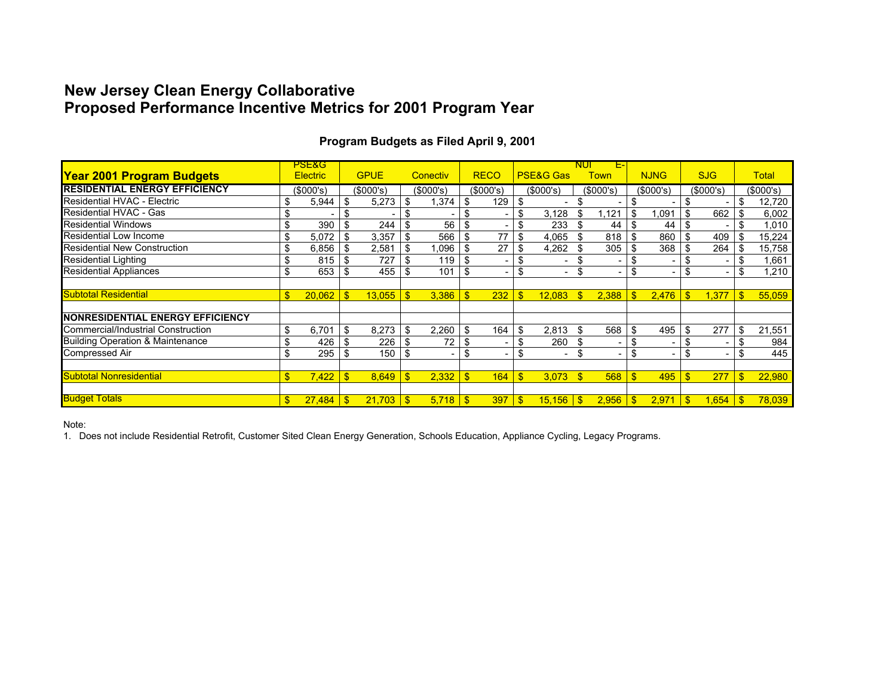# New Jersey Clean Energy Collaborative
# Proposed Performance Incentive Metrics for 2001 Program Year

### Program Budgets as Filed April 9, 2001

| Year 2001 Program Budgets | PSE&G Electric | GPUE | Conectiv | RECO | PSE&G Gas | NUI E-Town | NJNG | SJG | Total |
|---|---|---|---|---|---|---|---|---|---|
| **RESIDENTIAL ENERGY EFFICIENCY** | ($000's) | ($000's) | ($000's) | ($000's) | ($000's) | ($000's) | ($000's) | ($000's) | ($000's) |
| Residential HVAC - Electric | $ 5,944 | $ 5,273 | $ 1,374 | $ 129 | $ - | $ - | $ - | $ - | $ 12,720 |
| Residential HVAC - Gas | $ - | $ - | $ - | $ - | $ 3,128 | $ 1,121 | $ 1,091 | $ 662 | $ 6,002 |
| Residential Windows | $ 390 | $ 244 | $ 56 | $ - | $ 233 | $ 44 | $ 44 | $ - | $ 1,010 |
| Residential Low Income | $ 5,072 | $ 3,357 | $ 566 | $ 77 | $ 4,065 | $ 818 | $ 860 | $ 409 | $ 15,224 |
| Residential New Construction | $ 6,856 | $ 2,581 | $ 1,096 | $ 27 | $ 4,262 | $ 305 | $ 368 | $ 264 | $ 15,758 |
| Residential Lighting | $ 815 | $ 727 | $ 119 | $ - | $ - | $ - | $ - | $ - | $ 1,661 |
| Residential Appliances | $ 653 | $ 455 | $ 101 | $ - | $ - | $ - | $ - | $ - | $ 1,210 |
| Subtotal Residential | $ 20,062 | $ 13,055 | $ 3,386 | $ 232 | $ 12,083 | $ 2,388 | $ 2,476 | $ 1,377 | $ 55,059 |
| **NONRESIDENTIAL ENERGY EFFICIENCY** | | | | | | | | | |
| Commercial/Industrial Construction | $ 6,701 | $ 8,273 | $ 2,260 | $ 164 | $ 2,813 | $ 568 | $ 495 | $ 277 | $ 21,551 |
| Building Operation & Maintenance | $ 426 | $ 226 | $ 72 | $ - | $ 260 | $ - | $ - | $ - | $ 984 |
| Compressed Air | $ 295 | $ 150 | $ - | $ - | $ - | $ - | $ - | $ - | $ 445 |
| Subtotal Nonresidential | $ 7,422 | $ 8,649 | $ 2,332 | $ 164 | $ 3,073 | $ 568 | $ 495 | $ 277 | $ 22,980 |
| Budget Totals | $ 27,484 | $ 21,703 | $ 5,718 | $ 397 | $ 15,156 | $ 2,956 | $ 2,971 | $ 1,654 | $ 78,039 |

Note:
1. Does not include Residential Retrofit, Customer Sited Clean Energy Generation, Schools Education, Appliance Cycling, Legacy Programs.